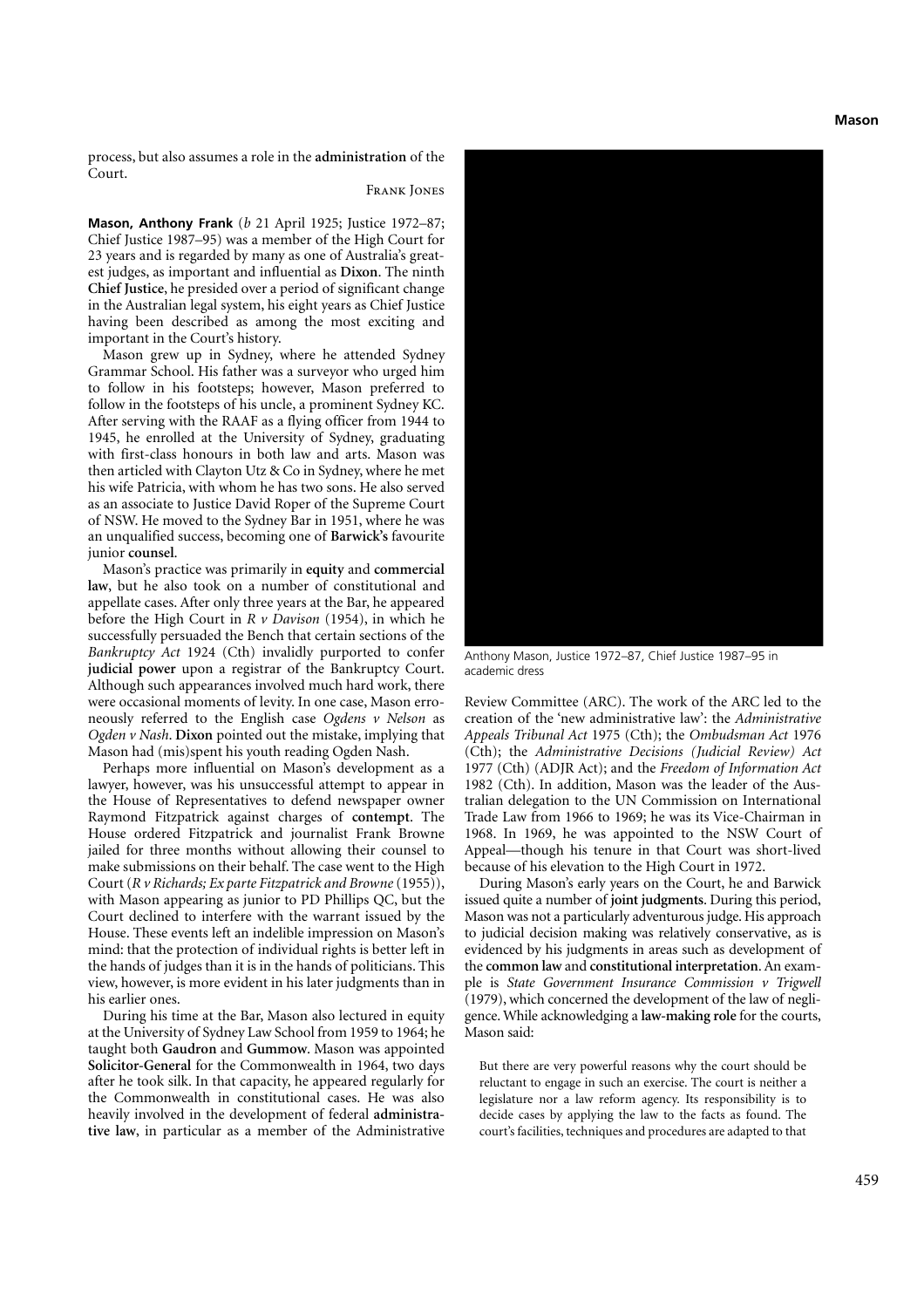process, but also assumes a role in the **administration** of the Court.

Frank Jones

**Mason, Anthony Frank** (*b* 21 April 1925; Justice 1972–87; Chief Justice 1987–95) was a member of the High Court for 23 years and is regarded by many as one of Australia's greatest judges, as important and influential as **Dixon**. The ninth **Chief Justice**, he presided over a period of significant change in the Australian legal system, his eight years as Chief Justice having been described as among the most exciting and important in the Court's history.

Mason grew up in Sydney, where he attended Sydney Grammar School. His father was a surveyor who urged him to follow in his footsteps; however, Mason preferred to follow in the footsteps of his uncle, a prominent Sydney KC. After serving with the RAAF as a flying officer from 1944 to 1945, he enrolled at the University of Sydney, graduating with first-class honours in both law and arts. Mason was then articled with Clayton Utz & Co in Sydney, where he met his wife Patricia, with whom he has two sons. He also served as an associate to Justice David Roper of the Supreme Court of NSW. He moved to the Sydney Bar in 1951, where he was an unqualified success, becoming one of **Barwick's** favourite junior **counsel**.

Mason's practice was primarily in **equity** and **commercial law**, but he also took on a number of constitutional and appellate cases. After only three years at the Bar, he appeared before the High Court in *R v Davison* (1954), in which he successfully persuaded the Bench that certain sections of the *Bankruptcy Act* 1924 (Cth) invalidly purported to confer **judicial power** upon a registrar of the Bankruptcy Court. Although such appearances involved much hard work, there were occasional moments of levity. In one case, Mason erroneously referred to the English case *Ogdens v Nelson* as *Ogden v Nash*. **Dixon** pointed out the mistake, implying that Mason had (mis)spent his youth reading Ogden Nash.

Perhaps more influential on Mason's development as a lawyer, however, was his unsuccessful attempt to appear in the House of Representatives to defend newspaper owner Raymond Fitzpatrick against charges of **contempt**. The House ordered Fitzpatrick and journalist Frank Browne jailed for three months without allowing their counsel to make submissions on their behalf. The case went to the High Court (*R v Richards; Ex parte Fitzpatrick and Browne* (1955)), with Mason appearing as junior to PD Phillips QC, but the Court declined to interfere with the warrant issued by the House. These events left an indelible impression on Mason's mind: that the protection of individual rights is better left in the hands of judges than it is in the hands of politicians. This view, however, is more evident in his later judgments than in his earlier ones.

During his time at the Bar, Mason also lectured in equity at the University of Sydney Law School from 1959 to 1964; he taught both **Gaudron** and **Gummow**. Mason was appointed **Solicitor-General** for the Commonwealth in 1964, two days after he took silk. In that capacity, he appeared regularly for the Commonwealth in constitutional cases. He was also heavily involved in the development of federal **administrative law**, in particular as a member of the Administrative Review Committee (ARC). The work of the ARC led to the creation of the 'new administrative law': the *Administrative Appeals Tribunal Act* 1975 (Cth); the *Ombudsman Act* 1976 (Cth); the *Administrative Decisions (Judicial Review) Act* 1977 (Cth) (ADJR Act); and the *Freedom of Information Act* 1982 (Cth). In addition, Mason was the leader of the Australian delegation to the UN Commission on International Trade Law from 1966 to 1969; he was its Vice-Chairman in 1968. In 1969, he was appointed to the NSW Court of Appeal—though his tenure in that Court was short-lived because of his elevation to the High Court in 1972.

Anthony Mason, Justice 1972–87, Chief Justice 1987–95 in academic dress

During Mason's early years on the Court, he and Barwick issued quite a number of **joint judgments**. During this period, Mason was not a particularly adventurous judge. His approach to judicial decision making was relatively conservative, as is evidenced by his judgments in areas such as development of the **common law** and **constitutional interpretation**. An example is *State Government Insurance Commission v Trigwell* (1979), which concerned the development of the law of negligence. While acknowledging a **law-making role** for the courts, Mason said:

> But there are very powerful reasons why the court should be reluctant to engage in such an exercise. The court is neither a legislature nor a law reform agency. Its responsibility is to decide cases by applying the law to the facts as found. The court's facilities, techniques and procedures are adapted to that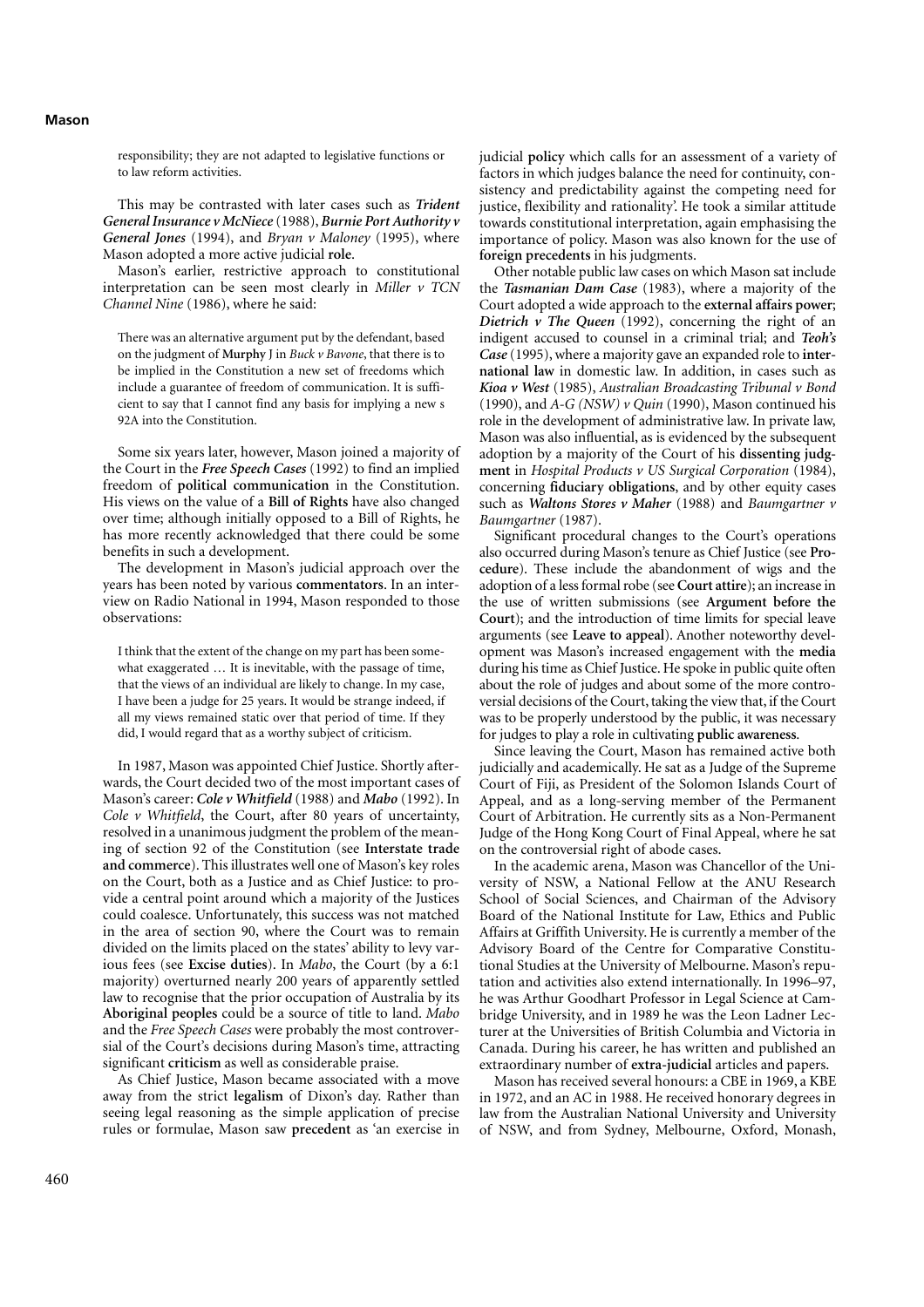responsibility; they are not adapted to legislative functions or to law reform activities.

This may be contrasted with later cases such as ***Trident General Insurance v McNiece*** (1988), ***Burnie Port Authority v General Jones*** (1994), and *Bryan v Maloney* (1995), where Mason adopted a more active judicial **role**.

Mason's earlier, restrictive approach to constitutional interpretation can be seen most clearly in *Miller v TCN Channel Nine* (1986), where he said:

> There was an alternative argument put by the defendant, based on the judgment of **Murphy** J in *Buck v Bavone*, that there is to be implied in the Constitution a new set of freedoms which include a guarantee of freedom of communication. It is sufficient to say that I cannot find any basis for implying a new s 92A into the Constitution.

Some six years later, however, Mason joined a majority of the Court in the ***Free Speech Cases*** (1992) to find an implied freedom of **political communication** in the Constitution. His views on the value of a **Bill of Rights** have also changed over time; although initially opposed to a Bill of Rights, he has more recently acknowledged that there could be some benefits in such a development.

The development in Mason's judicial approach over the years has been noted by various **commentators**. In an interview on Radio National in 1994, Mason responded to those observations:

> I think that the extent of the change on my part has been somewhat exaggerated … It is inevitable, with the passage of time, that the views of an individual are likely to change. In my case, I have been a judge for 25 years. It would be strange indeed, if all my views remained static over that period of time. If they did, I would regard that as a worthy subject of criticism.

In 1987, Mason was appointed Chief Justice. Shortly afterwards, the Court decided two of the most important cases of Mason's career: ***Cole v Whitfield*** (1988) and ***Mabo*** (1992). In *Cole v Whitfield*, the Court, after 80 years of uncertainty, resolved in a unanimous judgment the problem of the meaning of section 92 of the Constitution (see **Interstate trade and commerce**). This illustrates well one of Mason's key roles on the Court, both as a Justice and as Chief Justice: to provide a central point around which a majority of the Justices could coalesce. Unfortunately, this success was not matched in the area of section 90, where the Court was to remain divided on the limits placed on the states' ability to levy various fees (see **Excise duties**). In *Mabo*, the Court (by a 6:1 majority) overturned nearly 200 years of apparently settled law to recognise that the prior occupation of Australia by its **Aboriginal peoples** could be a source of title to land. *Mabo* and the *Free Speech Cases* were probably the most controversial of the Court's decisions during Mason's time, attracting significant **criticism** as well as considerable praise.

As Chief Justice, Mason became associated with a move away from the strict **legalism** of Dixon's day. Rather than seeing legal reasoning as the simple application of precise rules or formulae, Mason saw **precedent** as 'an exercise in judicial **policy** which calls for an assessment of a variety of factors in which judges balance the need for continuity, consistency and predictability against the competing need for justice, flexibility and rationality'. He took a similar attitude towards constitutional interpretation, again emphasising the importance of policy. Mason was also known for the use of **foreign precedents** in his judgments.

Other notable public law cases on which Mason sat include the ***Tasmanian Dam Case*** (1983), where a majority of the Court adopted a wide approach to the **external affairs power**; ***Dietrich v The Queen*** (1992), concerning the right of an indigent accused to counsel in a criminal trial; and ***Teoh's Case*** (1995), where a majority gave an expanded role to **international law** in domestic law. In addition, in cases such as ***Kioa v West*** (1985), *Australian Broadcasting Tribunal v Bond* (1990), and *A-G (NSW) v Quin* (1990), Mason continued his role in the development of administrative law. In private law, Mason was also influential, as is evidenced by the subsequent adoption by a majority of the Court of his **dissenting judgment** in *Hospital Products v US Surgical Corporation* (1984), concerning **fiduciary obligations**, and by other equity cases such as ***Waltons Stores v Maher*** (1988) and *Baumgartner v Baumgartner* (1987).

Significant procedural changes to the Court's operations also occurred during Mason's tenure as Chief Justice (see **Procedure**). These include the abandonment of wigs and the adoption of a less formal robe (see **Court attire**); an increase in the use of written submissions (see **Argument before the Court**); and the introduction of time limits for special leave arguments (see **Leave to appeal**). Another noteworthy development was Mason's increased engagement with the **media** during his time as Chief Justice. He spoke in public quite often about the role of judges and about some of the more controversial decisions of the Court, taking the view that, if the Court was to be properly understood by the public, it was necessary for judges to play a role in cultivating **public awareness**.

Since leaving the Court, Mason has remained active both judicially and academically. He sat as a Judge of the Supreme Court of Fiji, as President of the Solomon Islands Court of Appeal, and as a long-serving member of the Permanent Court of Arbitration. He currently sits as a Non-Permanent Judge of the Hong Kong Court of Final Appeal, where he sat on the controversial right of abode cases.

In the academic arena, Mason was Chancellor of the University of NSW, a National Fellow at the ANU Research School of Social Sciences, and Chairman of the Advisory Board of the National Institute for Law, Ethics and Public Affairs at Griffith University. He is currently a member of the Advisory Board of the Centre for Comparative Constitutional Studies at the University of Melbourne. Mason's reputation and activities also extend internationally. In 1996–97, he was Arthur Goodhart Professor in Legal Science at Cambridge University, and in 1989 he was the Leon Ladner Lecturer at the Universities of British Columbia and Victoria in Canada. During his career, he has written and published an extraordinary number of **extra-judicial** articles and papers.

Mason has received several honours: a CBE in 1969, a KBE in 1972, and an AC in 1988. He received honorary degrees in law from the Australian National University and University of NSW, and from Sydney, Melbourne, Oxford, Monash,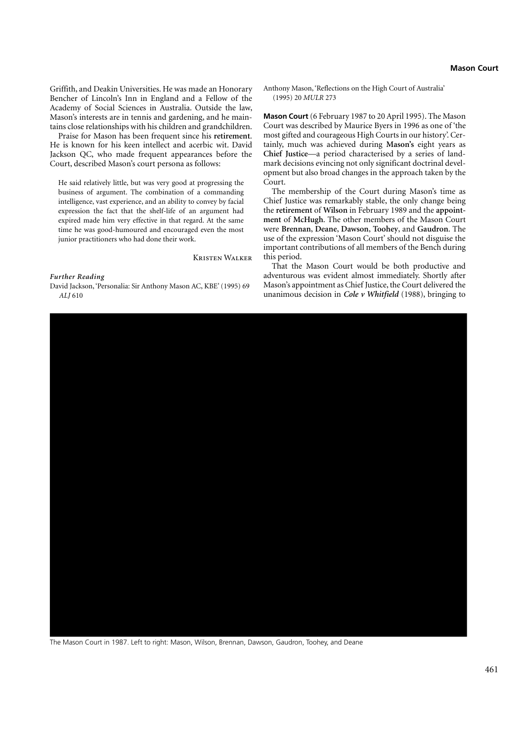Griffith, and Deakin Universities. He was made an Honorary Bencher of Lincoln's Inn in England and a Fellow of the Academy of Social Sciences in Australia. Outside the law, Mason's interests are in tennis and gardening, and he maintains close relationships with his children and grandchildren.

Praise for Mason has been frequent since his **retirement**. He is known for his keen intellect and acerbic wit. David Jackson QC, who made frequent appearances before the Court, described Mason's court persona as follows:

> He said relatively little, but was very good at progressing the business of argument. The combination of a commanding intelligence, vast experience, and an ability to convey by facial expression the fact that the shelf-life of an argument had expired made him very effective in that regard. At the same time he was good-humoured and encouraged even the most junior practitioners who had done their work.

Kristen Walker

***Further Reading***

David Jackson, 'Personalia: Sir Anthony Mason AC, KBE' (1995) 69 *ALJ* 610

Anthony Mason, 'Reflections on the High Court of Australia' (1995) 20 *MULR* 273

**Mason Court** (6 February 1987 to 20 April 1995). The Mason Court was described by Maurice Byers in 1996 as one of 'the most gifted and courageous High Courts in our history'. Certainly, much was achieved during **Mason's** eight years as **Chief Justice**—a period characterised by a series of landmark decisions evincing not only significant doctrinal development but also broad changes in the approach taken by the Court.

The membership of the Court during Mason's time as Chief Justice was remarkably stable, the only change being the **retirement** of **Wilson** in February 1989 and the **appointment** of **McHugh**. The other members of the Mason Court were **Brennan**, **Deane**, **Dawson**, **Toohey**, and **Gaudron**. The use of the expression 'Mason Court' should not disguise the important contributions of all members of the Bench during this period.

That the Mason Court would be both productive and adventurous was evident almost immediately. Shortly after Mason's appointment as Chief Justice, the Court delivered the unanimous decision in ***Cole v Whitfield*** (1988), bringing to

The Mason Court in 1987. Left to right: Mason, Wilson, Brennan, Dawson, Gaudron, Toohey, and Deane